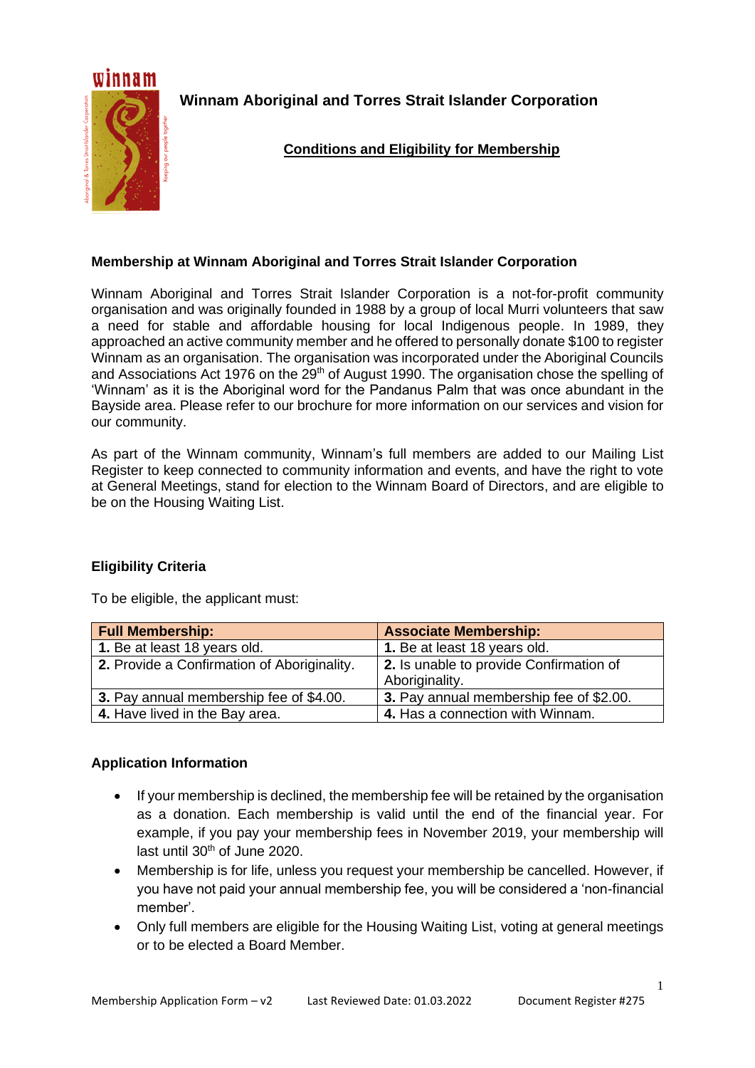# Winnam Aboriginal and Torres Strait Islander Corporation

## Conditions and Eligibility for Membership

### Membership at Winnam Aboriginal and Torres Strait Islander Corporation

Winnam Aboriginal and Torres Strait Islander Corporation is a not-for-profit community organisation and was originally founded in 1988 by a group of local Murri volunteers that saw a need for stable and affordable housing for local Indigenous people. In 1989, they approached an active community member and he offered to personally donate $100 to register Winnam as an organisation. The organisation was incorporated under the Aboriginal Councils and Associations Act 1976 on the 29th of August 1990. The organisation chose the spelling of 'Winnam' as it is the Aboriginal word for the Pandanus Palm that was once abundant in the Bayside area. Please refer to our brochure for more information on our services and vision for our community.

As part of the Winnam community, Winnam's full members are added to our Mailing List Register to keep connected to community information and events, and have the right to vote at General Meetings, stand for election to the Winnam Board of Directors, and are eligible to be on the Housing Waiting List.

### Eligibility Criteria

To be eligible, the applicant must:

| Full Membership: | Associate Membership: |
|---|---|
| **1.** Be at least 18 years old. | **1.** Be at least 18 years old. |
| **2.** Provide a Confirmation of Aboriginality. | **2.** Is unable to provide Confirmation of Aboriginality. |
| **3.** Pay annual membership fee of $4.00. | **3.** Pay annual membership fee of $2.00. |
| **4.** Have lived in the Bay area. | **4.** Has a connection with Winnam. |

### Application Information

- If your membership is declined, the membership fee will be retained by the organisation as a donation. Each membership is valid until the end of the financial year. For example, if you pay your membership fees in November 2019, your membership will last until 30th of June 2020.
- Membership is for life, unless you request your membership be cancelled. However, if you have not paid your annual membership fee, you will be considered a 'non-financial member'.
- Only full members are eligible for the Housing Waiting List, voting at general meetings or to be elected a Board Member.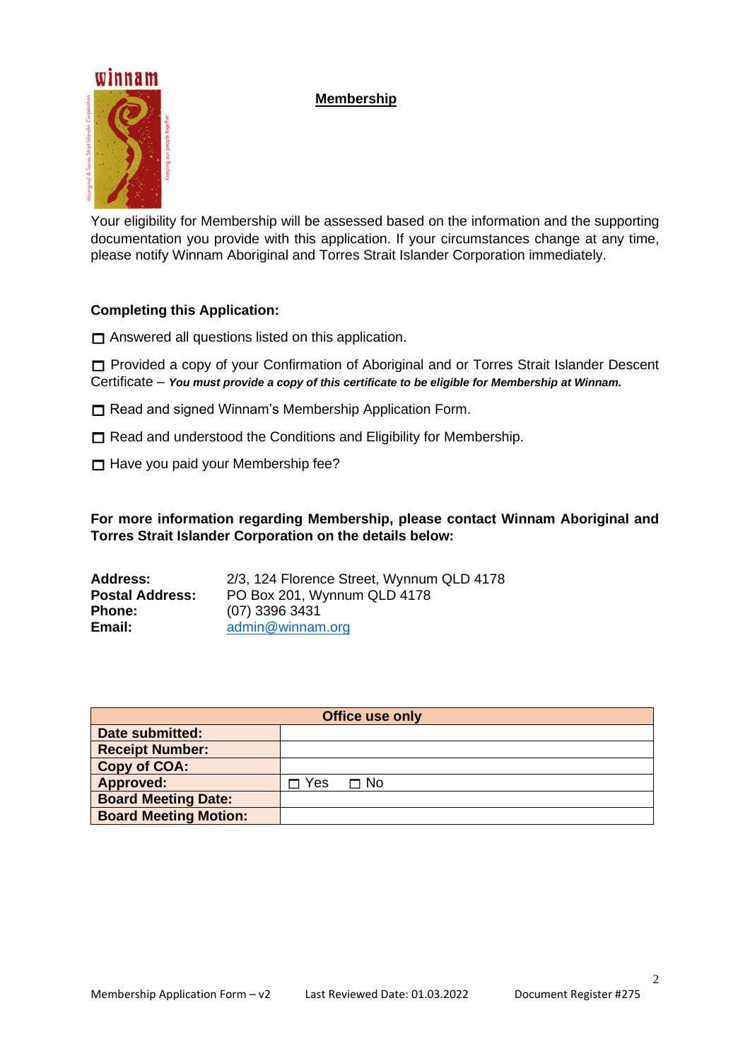# Membership

Your eligibility for Membership will be assessed based on the information and the supporting documentation you provide with this application. If your circumstances change at any time, please notify Winnam Aboriginal and Torres Strait Islander Corporation immediately.

**Completing this Application:**

☐ Answered all questions listed on this application.

☐ Provided a copy of your Confirmation of Aboriginal and or Torres Strait Islander Descent Certificate – ***You must provide a copy of this certificate to be eligible for Membership at Winnam.***

☐ Read and signed Winnam's Membership Application Form.

☐ Read and understood the Conditions and Eligibility for Membership.

☐ Have you paid your Membership fee?

**For more information regarding Membership, please contact Winnam Aboriginal and Torres Strait Islander Corporation on the details below:**

**Address:** 2/3, 124 Florence Street, Wynnum QLD 4178
**Postal Address:** PO Box 201, Wynnum QLD 4178
**Phone:** (07) 3396 3431
**Email:** admin@winnam.org

| Office use only | |
|---|---|
| **Date submitted:** | |
| **Receipt Number:** | |
| **Copy of COA:** | |
| **Approved:** | ☐ Yes ☐ No |
| **Board Meeting Date:** | |
| **Board Meeting Motion:** | |

Membership Application Form – v2 Last Reviewed Date: 01.03.2022 Document Register #275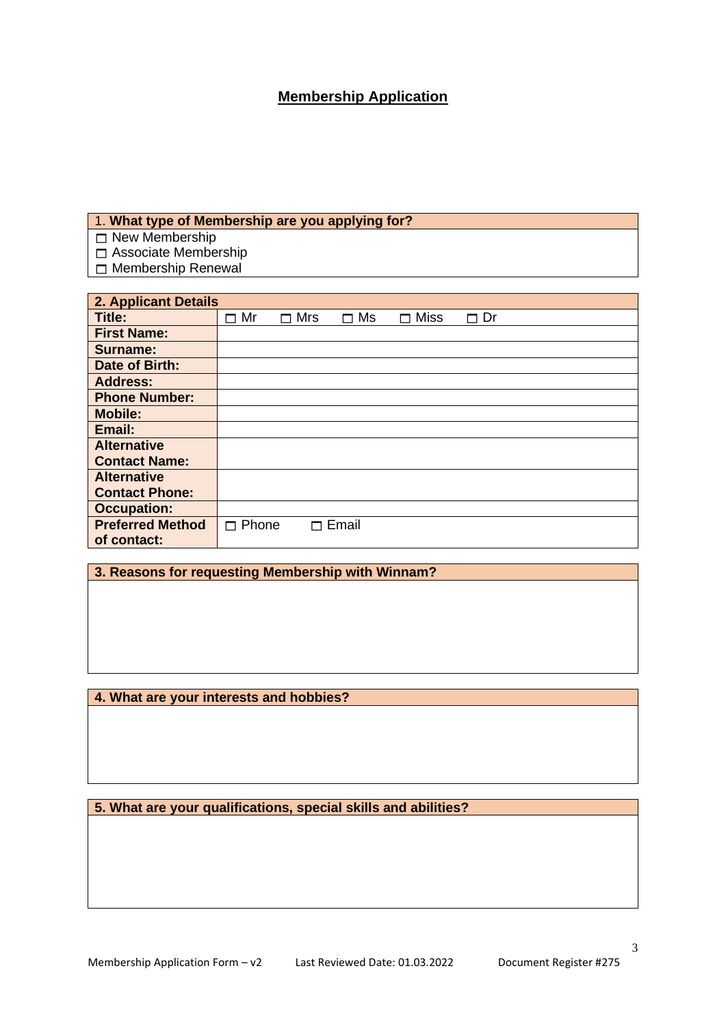## **Membership Application**

| 1. **What type of Membership are you applying for?** |
|---|
| ☐ New Membership<br>☐ Associate Membership<br>☐ Membership Renewal |

| **2. Applicant Details** | |
|---|---|
| **Title:** | ☐ Mr ☐ Mrs ☐ Ms ☐ Miss ☐ Dr |
| **First Name:** | |
| **Surname:** | |
| **Date of Birth:** | |
| **Address:** | |
| **Phone Number:** | |
| **Mobile:** | |
| **Email:** | |
| **Alternative Contact Name:** | |
| **Alternative Contact Phone:** | |
| **Occupation:** | |
| **Preferred Method of contact:** | ☐ Phone ☐ Email |

| **3. Reasons for requesting Membership with Winnam?** |
|---|
| |

| **4. What are your interests and hobbies?** |
|---|
| |

| **5. What are your qualifications, special skills and abilities?** |
|---|
| |

Membership Application Form – v2 Last Reviewed Date: 01.03.2022 Document Register #275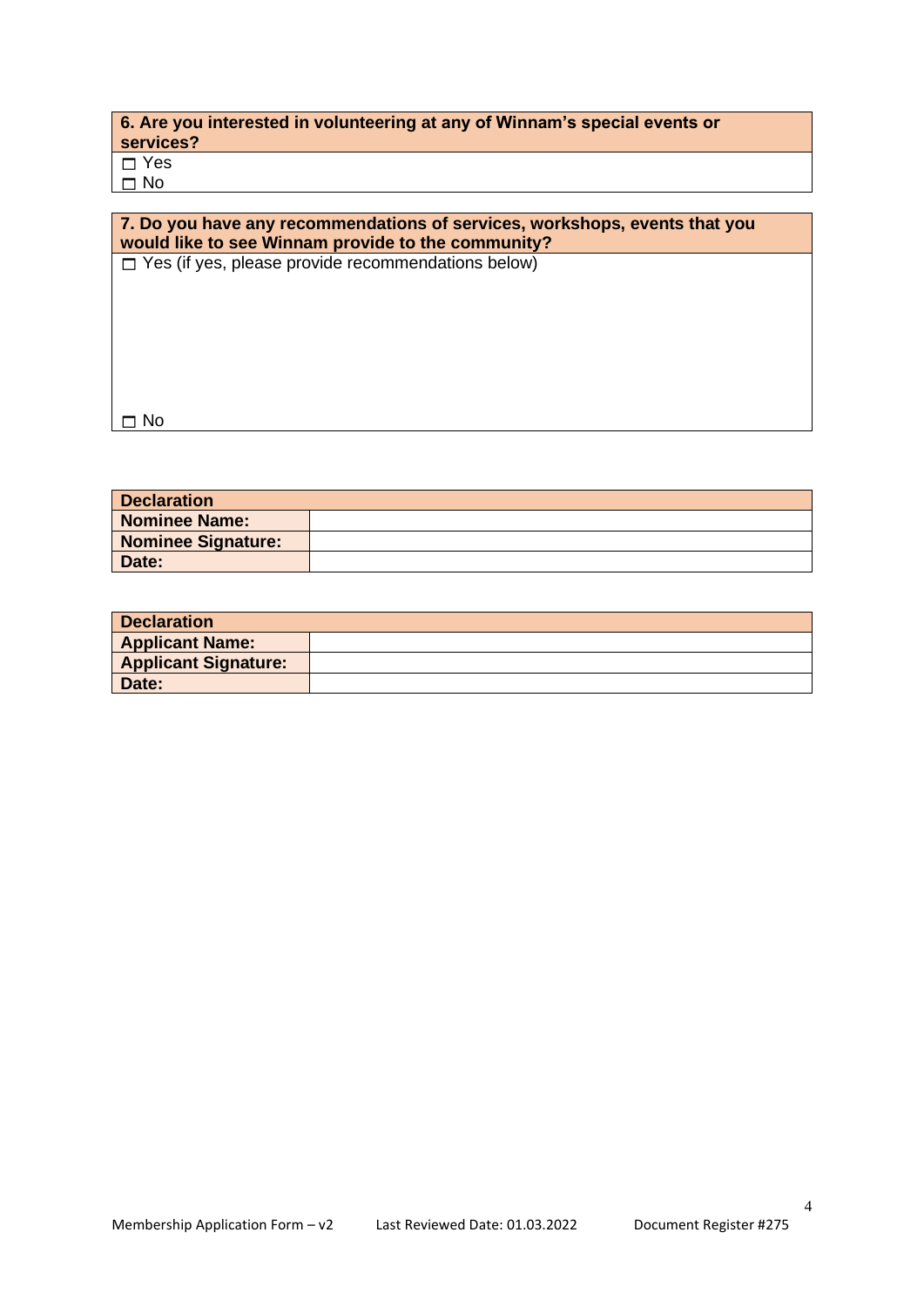| 6. Are you interested in volunteering at any of Winnam's special events or services? |
|---|
| ☐ Yes<br>☐ No |

| 7. Do you have any recommendations of services, workshops, events that you would like to see Winnam provide to the community? |
|---|
| ☐ Yes (if yes, please provide recommendations below)<br><br><br><br><br><br>☐ No |

| Declaration | |
|---|---|
| **Nominee Name:** | |
| **Nominee Signature:** | |
| **Date:** | |

| Declaration | |
|---|---|
| **Applicant Name:** | |
| **Applicant Signature:** | |
| **Date:** | |

Membership Application Form – v2 Last Reviewed Date: 01.03.2022 Document Register #275